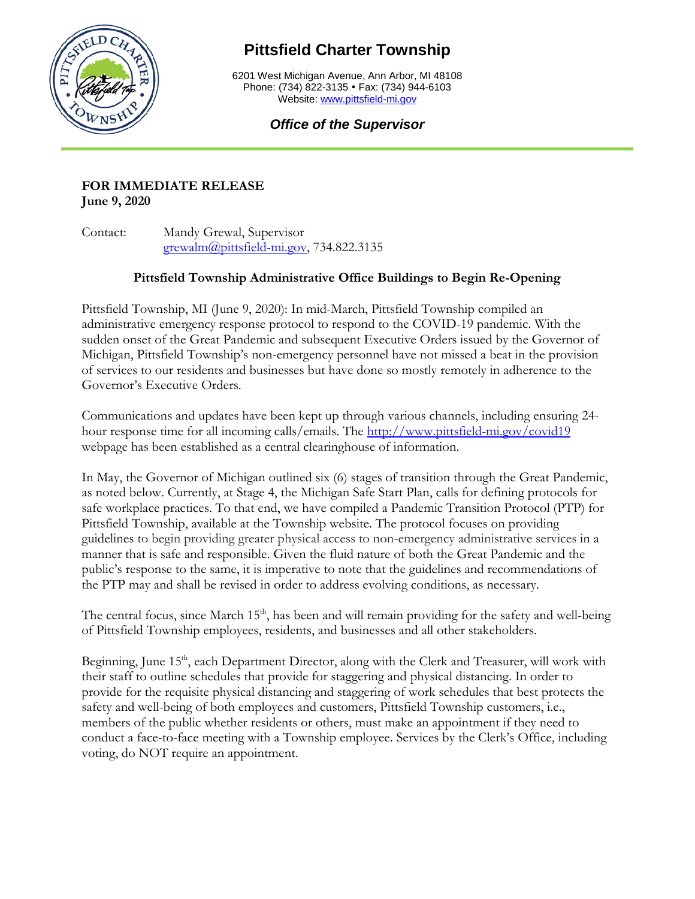# Pittsfield Charter Township

6201 West Michigan Avenue, Ann Arbor, MI 48108
Phone: (734) 822-3135 • Fax: (734) 944-6103
Website: www.pittsfield-mi.gov

***Office of the Supervisor***

---

**FOR IMMEDIATE RELEASE**
**June 9, 2020**

Contact: Mandy Grewal, Supervisor
grewalm@pittsfield-mi.gov, 734.822.3135

## Pittsfield Township Administrative Office Buildings to Begin Re-Opening

Pittsfield Township, MI (June 9, 2020): In mid-March, Pittsfield Township compiled an administrative emergency response protocol to respond to the COVID-19 pandemic. With the sudden onset of the Great Pandemic and subsequent Executive Orders issued by the Governor of Michigan, Pittsfield Township's non-emergency personnel have not missed a beat in the provision of services to our residents and businesses but have done so mostly remotely in adherence to the Governor's Executive Orders.

Communications and updates have been kept up through various channels, including ensuring 24-hour response time for all incoming calls/emails. The http://www.pittsfield-mi.gov/covid19 webpage has been established as a central clearinghouse of information.

In May, the Governor of Michigan outlined six (6) stages of transition through the Great Pandemic, as noted below. Currently, at Stage 4, the Michigan Safe Start Plan, calls for defining protocols for safe workplace practices. To that end, we have compiled a Pandemic Transition Protocol (PTP) for Pittsfield Township, available at the Township website. The protocol focuses on providing guidelines to begin providing greater physical access to non-emergency administrative services in a manner that is safe and responsible. Given the fluid nature of both the Great Pandemic and the public's response to the same, it is imperative to note that the guidelines and recommendations of the PTP may and shall be revised in order to address evolving conditions, as necessary.

The central focus, since March 15th, has been and will remain providing for the safety and well-being of Pittsfield Township employees, residents, and businesses and all other stakeholders.

Beginning, June 15th, each Department Director, along with the Clerk and Treasurer, will work with their staff to outline schedules that provide for staggering and physical distancing. In order to provide for the requisite physical distancing and staggering of work schedules that best protects the safety and well-being of both employees and customers, Pittsfield Township customers, i.e., members of the public whether residents or others, must make an appointment if they need to conduct a face-to-face meeting with a Township employee. Services by the Clerk's Office, including voting, do NOT require an appointment.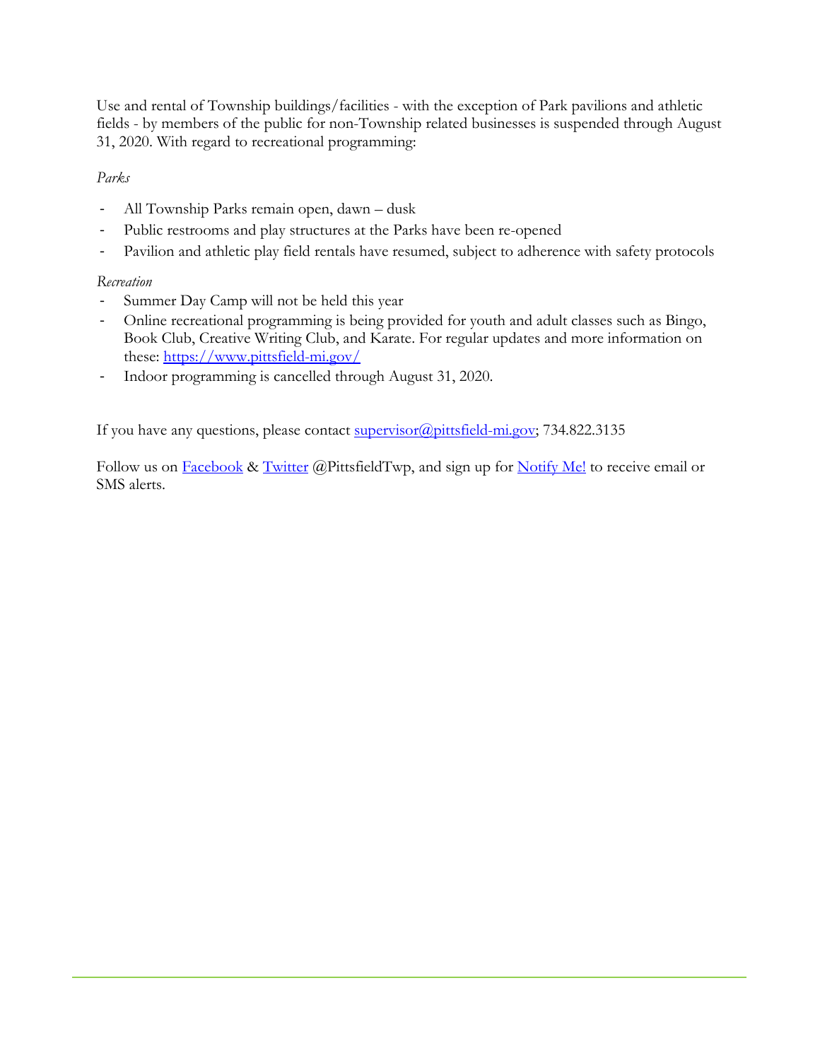Use and rental of Township buildings/facilities - with the exception of Park pavilions and athletic fields - by members of the public for non-Township related businesses is suspended through August 31, 2020. With regard to recreational programming:

*Parks*

- All Township Parks remain open, dawn – dusk
- Public restrooms and play structures at the Parks have been re-opened
- Pavilion and athletic play field rentals have resumed, subject to adherence with safety protocols

*Recreation*

- Summer Day Camp will not be held this year
- Online recreational programming is being provided for youth and adult classes such as Bingo, Book Club, Creative Writing Club, and Karate. For regular updates and more information on these: [https://www.pittsfield-mi.gov/](https://www.pittsfield-mi.gov/)
- Indoor programming is cancelled through August 31, 2020.

If you have any questions, please contact [supervisor@pittsfield-mi.gov](mailto:supervisor@pittsfield-mi.gov); 734.822.3135

Follow us on Facebook & Twitter @PittsfieldTwp, and sign up for Notify Me! to receive email or SMS alerts.